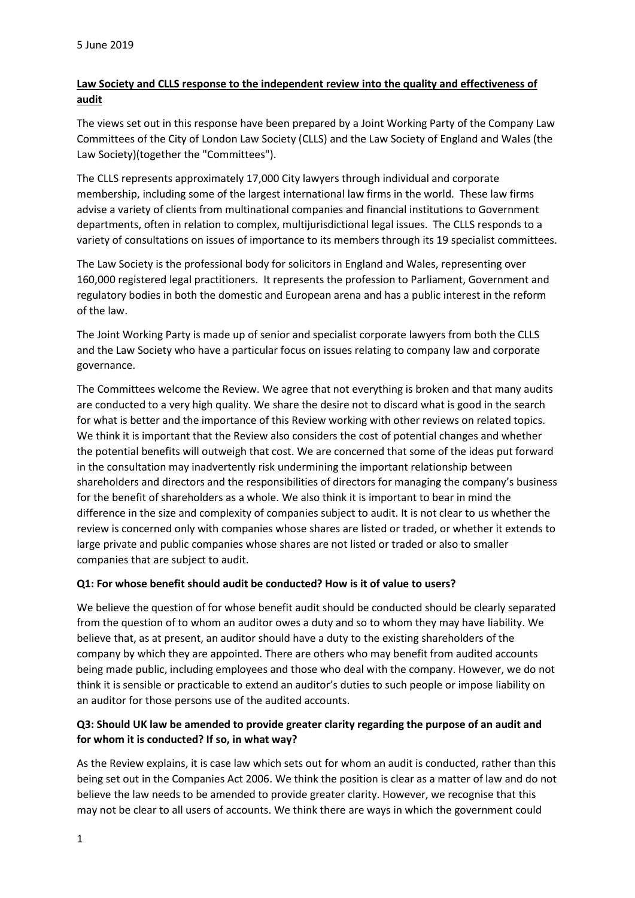5 June 2019

**Law Society and CLLS response to the independent review into the quality and effectiveness of audit**

The views set out in this response have been prepared by a Joint Working Party of the Company Law Committees of the City of London Law Society (CLLS) and the Law Society of England and Wales (the Law Society)(together the "Committees").

The CLLS represents approximately 17,000 City lawyers through individual and corporate membership, including some of the largest international law firms in the world. These law firms advise a variety of clients from multinational companies and financial institutions to Government departments, often in relation to complex, multijurisdictional legal issues. The CLLS responds to a variety of consultations on issues of importance to its members through its 19 specialist committees.

The Law Society is the professional body for solicitors in England and Wales, representing over 160,000 registered legal practitioners. It represents the profession to Parliament, Government and regulatory bodies in both the domestic and European arena and has a public interest in the reform of the law.

The Joint Working Party is made up of senior and specialist corporate lawyers from both the CLLS and the Law Society who have a particular focus on issues relating to company law and corporate governance.

The Committees welcome the Review. We agree that not everything is broken and that many audits are conducted to a very high quality. We share the desire not to discard what is good in the search for what is better and the importance of this Review working with other reviews on related topics. We think it is important that the Review also considers the cost of potential changes and whether the potential benefits will outweigh that cost. We are concerned that some of the ideas put forward in the consultation may inadvertently risk undermining the important relationship between shareholders and directors and the responsibilities of directors for managing the company's business for the benefit of shareholders as a whole. We also think it is important to bear in mind the difference in the size and complexity of companies subject to audit. It is not clear to us whether the review is concerned only with companies whose shares are listed or traded, or whether it extends to large private and public companies whose shares are not listed or traded or also to smaller companies that are subject to audit.

**Q1: For whose benefit should audit be conducted? How is it of value to users?**

We believe the question of for whose benefit audit should be conducted should be clearly separated from the question of to whom an auditor owes a duty and so to whom they may have liability. We believe that, as at present, an auditor should have a duty to the existing shareholders of the company by which they are appointed. There are others who may benefit from audited accounts being made public, including employees and those who deal with the company. However, we do not think it is sensible or practicable to extend an auditor's duties to such people or impose liability on an auditor for those persons use of the audited accounts.

**Q3: Should UK law be amended to provide greater clarity regarding the purpose of an audit and for whom it is conducted? If so, in what way?**

As the Review explains, it is case law which sets out for whom an audit is conducted, rather than this being set out in the Companies Act 2006. We think the position is clear as a matter of law and do not believe the law needs to be amended to provide greater clarity. However, we recognise that this may not be clear to all users of accounts. We think there are ways in which the government could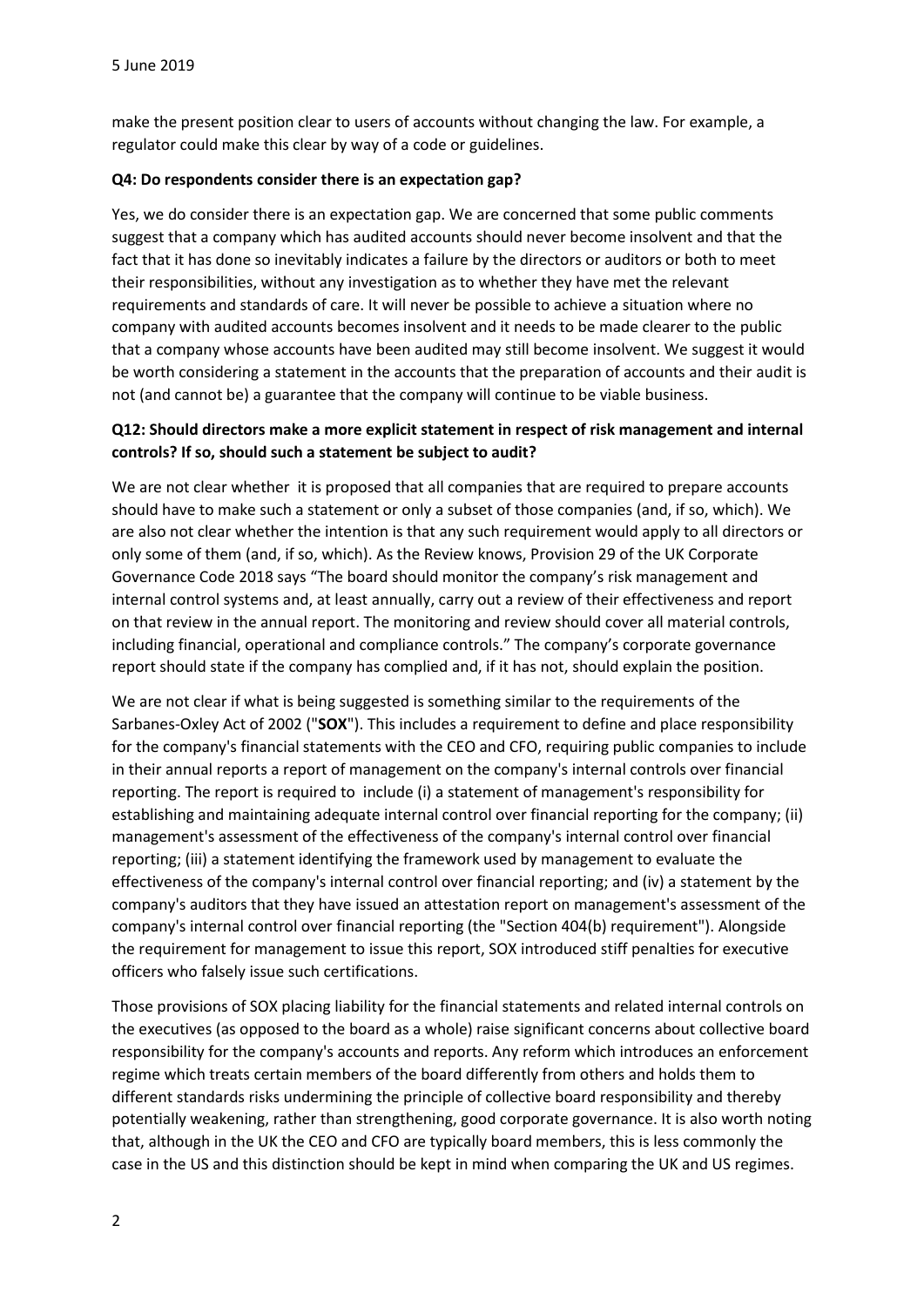make the present position clear to users of accounts without changing the law. For example, a regulator could make this clear by way of a code or guidelines.

**Q4: Do respondents consider there is an expectation gap?**

Yes, we do consider there is an expectation gap. We are concerned that some public comments suggest that a company which has audited accounts should never become insolvent and that the fact that it has done so inevitably indicates a failure by the directors or auditors or both to meet their responsibilities, without any investigation as to whether they have met the relevant requirements and standards of care. It will never be possible to achieve a situation where no company with audited accounts becomes insolvent and it needs to be made clearer to the public that a company whose accounts have been audited may still become insolvent. We suggest it would be worth considering a statement in the accounts that the preparation of accounts and their audit is not (and cannot be) a guarantee that the company will continue to be viable business.

**Q12: Should directors make a more explicit statement in respect of risk management and internal controls? If so, should such a statement be subject to audit?**

We are not clear whether it is proposed that all companies that are required to prepare accounts should have to make such a statement or only a subset of those companies (and, if so, which). We are also not clear whether the intention is that any such requirement would apply to all directors or only some of them (and, if so, which). As the Review knows, Provision 29 of the UK Corporate Governance Code 2018 says "The board should monitor the company's risk management and internal control systems and, at least annually, carry out a review of their effectiveness and report on that review in the annual report. The monitoring and review should cover all material controls, including financial, operational and compliance controls." The company's corporate governance report should state if the company has complied and, if it has not, should explain the position.

We are not clear if what is being suggested is something similar to the requirements of the Sarbanes-Oxley Act of 2002 ("**SOX**"). This includes a requirement to define and place responsibility for the company's financial statements with the CEO and CFO, requiring public companies to include in their annual reports a report of management on the company's internal controls over financial reporting. The report is required to include (i) a statement of management's responsibility for establishing and maintaining adequate internal control over financial reporting for the company; (ii) management's assessment of the effectiveness of the company's internal control over financial reporting; (iii) a statement identifying the framework used by management to evaluate the effectiveness of the company's internal control over financial reporting; and (iv) a statement by the company's auditors that they have issued an attestation report on management's assessment of the company's internal control over financial reporting (the "Section 404(b) requirement"). Alongside the requirement for management to issue this report, SOX introduced stiff penalties for executive officers who falsely issue such certifications.

Those provisions of SOX placing liability for the financial statements and related internal controls on the executives (as opposed to the board as a whole) raise significant concerns about collective board responsibility for the company's accounts and reports. Any reform which introduces an enforcement regime which treats certain members of the board differently from others and holds them to different standards risks undermining the principle of collective board responsibility and thereby potentially weakening, rather than strengthening, good corporate governance. It is also worth noting that, although in the UK the CEO and CFO are typically board members, this is less commonly the case in the US and this distinction should be kept in mind when comparing the UK and US regimes.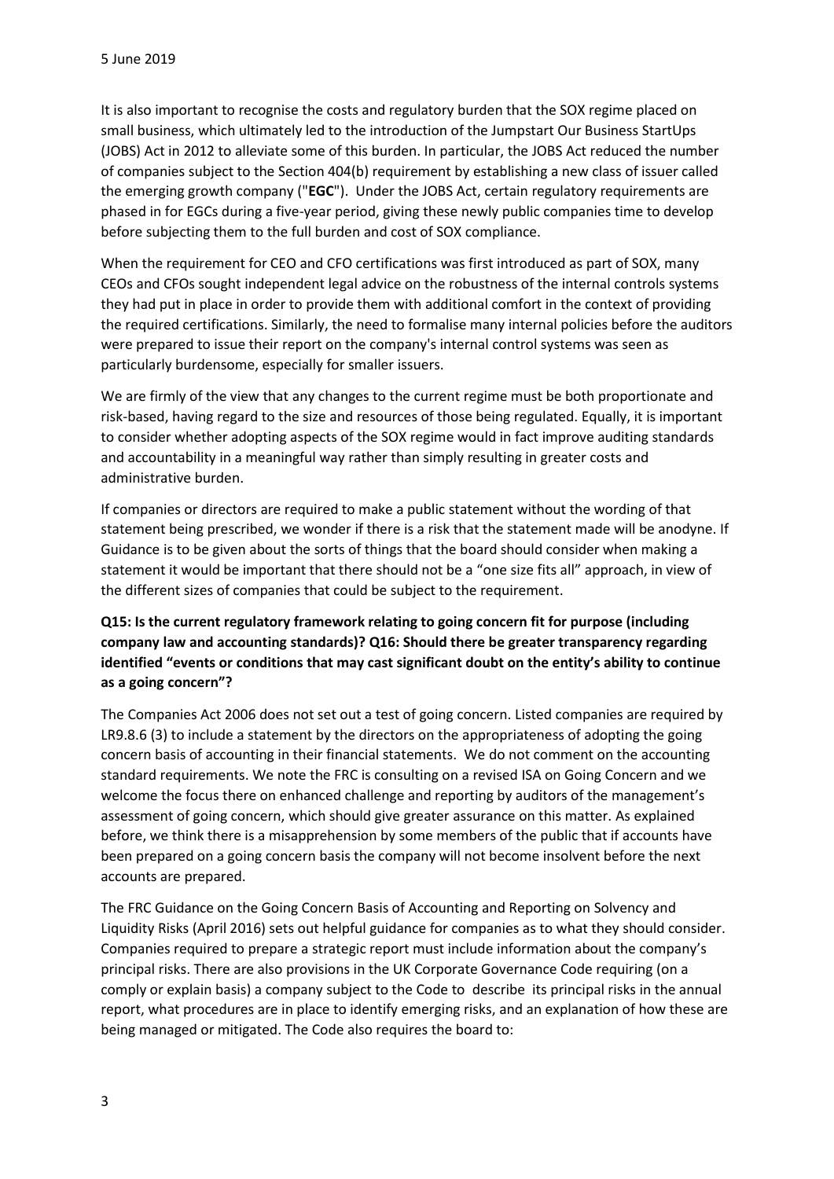It is also important to recognise the costs and regulatory burden that the SOX regime placed on small business, which ultimately led to the introduction of the Jumpstart Our Business StartUps (JOBS) Act in 2012 to alleviate some of this burden. In particular, the JOBS Act reduced the number of companies subject to the Section 404(b) requirement by establishing a new class of issuer called the emerging growth company ("**EGC**"). Under the JOBS Act, certain regulatory requirements are phased in for EGCs during a five-year period, giving these newly public companies time to develop before subjecting them to the full burden and cost of SOX compliance.

When the requirement for CEO and CFO certifications was first introduced as part of SOX, many CEOs and CFOs sought independent legal advice on the robustness of the internal controls systems they had put in place in order to provide them with additional comfort in the context of providing the required certifications. Similarly, the need to formalise many internal policies before the auditors were prepared to issue their report on the company's internal control systems was seen as particularly burdensome, especially for smaller issuers.

We are firmly of the view that any changes to the current regime must be both proportionate and risk-based, having regard to the size and resources of those being regulated. Equally, it is important to consider whether adopting aspects of the SOX regime would in fact improve auditing standards and accountability in a meaningful way rather than simply resulting in greater costs and administrative burden.

If companies or directors are required to make a public statement without the wording of that statement being prescribed, we wonder if there is a risk that the statement made will be anodyne. If Guidance is to be given about the sorts of things that the board should consider when making a statement it would be important that there should not be a "one size fits all" approach, in view of the different sizes of companies that could be subject to the requirement.

**Q15: Is the current regulatory framework relating to going concern fit for purpose (including company law and accounting standards)? Q16: Should there be greater transparency regarding identified "events or conditions that may cast significant doubt on the entity's ability to continue as a going concern"?**

The Companies Act 2006 does not set out a test of going concern. Listed companies are required by LR9.8.6 (3) to include a statement by the directors on the appropriateness of adopting the going concern basis of accounting in their financial statements. We do not comment on the accounting standard requirements. We note the FRC is consulting on a revised ISA on Going Concern and we welcome the focus there on enhanced challenge and reporting by auditors of the management's assessment of going concern, which should give greater assurance on this matter. As explained before, we think there is a misapprehension by some members of the public that if accounts have been prepared on a going concern basis the company will not become insolvent before the next accounts are prepared.

The FRC Guidance on the Going Concern Basis of Accounting and Reporting on Solvency and Liquidity Risks (April 2016) sets out helpful guidance for companies as to what they should consider. Companies required to prepare a strategic report must include information about the company's principal risks. There are also provisions in the UK Corporate Governance Code requiring (on a comply or explain basis) a company subject to the Code to describe its principal risks in the annual report, what procedures are in place to identify emerging risks, and an explanation of how these are being managed or mitigated. The Code also requires the board to: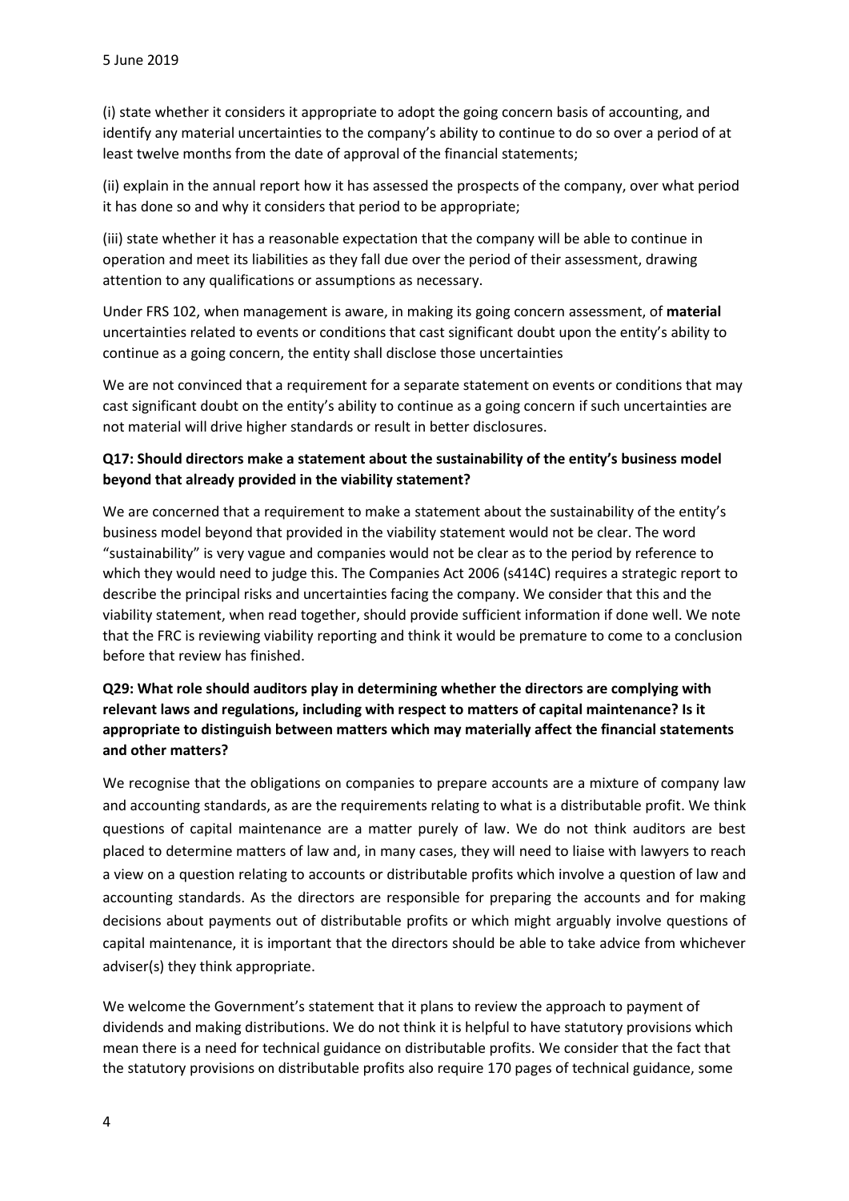(i) state whether it considers it appropriate to adopt the going concern basis of accounting, and identify any material uncertainties to the company's ability to continue to do so over a period of at least twelve months from the date of approval of the financial statements;

(ii) explain in the annual report how it has assessed the prospects of the company, over what period it has done so and why it considers that period to be appropriate;

(iii) state whether it has a reasonable expectation that the company will be able to continue in operation and meet its liabilities as they fall due over the period of their assessment, drawing attention to any qualifications or assumptions as necessary.

Under FRS 102, when management is aware, in making its going concern assessment, of **material** uncertainties related to events or conditions that cast significant doubt upon the entity's ability to continue as a going concern, the entity shall disclose those uncertainties

We are not convinced that a requirement for a separate statement on events or conditions that may cast significant doubt on the entity's ability to continue as a going concern if such uncertainties are not material will drive higher standards or result in better disclosures.

**Q17: Should directors make a statement about the sustainability of the entity's business model beyond that already provided in the viability statement?**

We are concerned that a requirement to make a statement about the sustainability of the entity's business model beyond that provided in the viability statement would not be clear. The word "sustainability" is very vague and companies would not be clear as to the period by reference to which they would need to judge this. The Companies Act 2006 (s414C) requires a strategic report to describe the principal risks and uncertainties facing the company. We consider that this and the viability statement, when read together, should provide sufficient information if done well. We note that the FRC is reviewing viability reporting and think it would be premature to come to a conclusion before that review has finished.

**Q29: What role should auditors play in determining whether the directors are complying with relevant laws and regulations, including with respect to matters of capital maintenance? Is it appropriate to distinguish between matters which may materially affect the financial statements and other matters?**

We recognise that the obligations on companies to prepare accounts are a mixture of company law and accounting standards, as are the requirements relating to what is a distributable profit. We think questions of capital maintenance are a matter purely of law. We do not think auditors are best placed to determine matters of law and, in many cases, they will need to liaise with lawyers to reach a view on a question relating to accounts or distributable profits which involve a question of law and accounting standards. As the directors are responsible for preparing the accounts and for making decisions about payments out of distributable profits or which might arguably involve questions of capital maintenance, it is important that the directors should be able to take advice from whichever adviser(s) they think appropriate.

We welcome the Government's statement that it plans to review the approach to payment of dividends and making distributions. We do not think it is helpful to have statutory provisions which mean there is a need for technical guidance on distributable profits. We consider that the fact that the statutory provisions on distributable profits also require 170 pages of technical guidance, some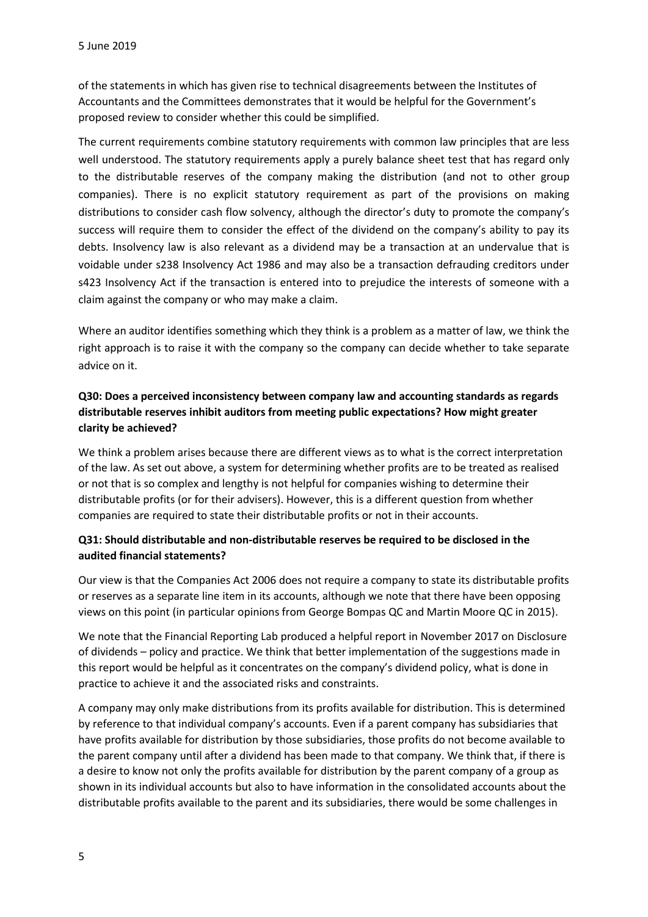of the statements in which has given rise to technical disagreements between the Institutes of Accountants and the Committees demonstrates that it would be helpful for the Government's proposed review to consider whether this could be simplified.

The current requirements combine statutory requirements with common law principles that are less well understood. The statutory requirements apply a purely balance sheet test that has regard only to the distributable reserves of the company making the distribution (and not to other group companies). There is no explicit statutory requirement as part of the provisions on making distributions to consider cash flow solvency, although the director's duty to promote the company's success will require them to consider the effect of the dividend on the company's ability to pay its debts. Insolvency law is also relevant as a dividend may be a transaction at an undervalue that is voidable under s238 Insolvency Act 1986 and may also be a transaction defrauding creditors under s423 Insolvency Act if the transaction is entered into to prejudice the interests of someone with a claim against the company or who may make a claim.

Where an auditor identifies something which they think is a problem as a matter of law, we think the right approach is to raise it with the company so the company can decide whether to take separate advice on it.

**Q30: Does a perceived inconsistency between company law and accounting standards as regards distributable reserves inhibit auditors from meeting public expectations? How might greater clarity be achieved?**

We think a problem arises because there are different views as to what is the correct interpretation of the law. As set out above, a system for determining whether profits are to be treated as realised or not that is so complex and lengthy is not helpful for companies wishing to determine their distributable profits (or for their advisers). However, this is a different question from whether companies are required to state their distributable profits or not in their accounts.

**Q31: Should distributable and non-distributable reserves be required to be disclosed in the audited financial statements?**

Our view is that the Companies Act 2006 does not require a company to state its distributable profits or reserves as a separate line item in its accounts, although we note that there have been opposing views on this point (in particular opinions from George Bompas QC and Martin Moore QC in 2015).

We note that the Financial Reporting Lab produced a helpful report in November 2017 on Disclosure of dividends – policy and practice. We think that better implementation of the suggestions made in this report would be helpful as it concentrates on the company's dividend policy, what is done in practice to achieve it and the associated risks and constraints.

A company may only make distributions from its profits available for distribution. This is determined by reference to that individual company's accounts. Even if a parent company has subsidiaries that have profits available for distribution by those subsidiaries, those profits do not become available to the parent company until after a dividend has been made to that company. We think that, if there is a desire to know not only the profits available for distribution by the parent company of a group as shown in its individual accounts but also to have information in the consolidated accounts about the distributable profits available to the parent and its subsidiaries, there would be some challenges in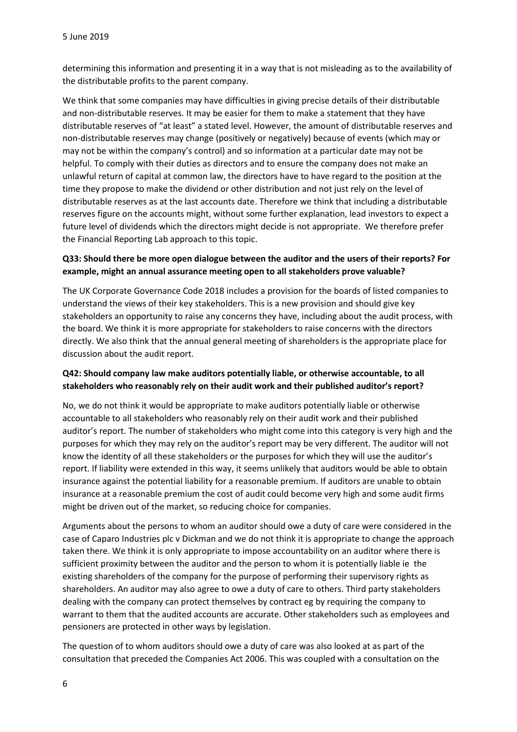determining this information and presenting it in a way that is not misleading as to the availability of the distributable profits to the parent company.

We think that some companies may have difficulties in giving precise details of their distributable and non-distributable reserves. It may be easier for them to make a statement that they have distributable reserves of "at least" a stated level. However, the amount of distributable reserves and non-distributable reserves may change (positively or negatively) because of events (which may or may not be within the company's control) and so information at a particular date may not be helpful. To comply with their duties as directors and to ensure the company does not make an unlawful return of capital at common law, the directors have to have regard to the position at the time they propose to make the dividend or other distribution and not just rely on the level of distributable reserves as at the last accounts date. Therefore we think that including a distributable reserves figure on the accounts might, without some further explanation, lead investors to expect a future level of dividends which the directors might decide is not appropriate. We therefore prefer the Financial Reporting Lab approach to this topic.

**Q33: Should there be more open dialogue between the auditor and the users of their reports? For example, might an annual assurance meeting open to all stakeholders prove valuable?**

The UK Corporate Governance Code 2018 includes a provision for the boards of listed companies to understand the views of their key stakeholders. This is a new provision and should give key stakeholders an opportunity to raise any concerns they have, including about the audit process, with the board. We think it is more appropriate for stakeholders to raise concerns with the directors directly. We also think that the annual general meeting of shareholders is the appropriate place for discussion about the audit report.

**Q42: Should company law make auditors potentially liable, or otherwise accountable, to all stakeholders who reasonably rely on their audit work and their published auditor's report?**

No, we do not think it would be appropriate to make auditors potentially liable or otherwise accountable to all stakeholders who reasonably rely on their audit work and their published auditor's report. The number of stakeholders who might come into this category is very high and the purposes for which they may rely on the auditor's report may be very different. The auditor will not know the identity of all these stakeholders or the purposes for which they will use the auditor's report. If liability were extended in this way, it seems unlikely that auditors would be able to obtain insurance against the potential liability for a reasonable premium. If auditors are unable to obtain insurance at a reasonable premium the cost of audit could become very high and some audit firms might be driven out of the market, so reducing choice for companies.

Arguments about the persons to whom an auditor should owe a duty of care were considered in the case of Caparo Industries plc v Dickman and we do not think it is appropriate to change the approach taken there. We think it is only appropriate to impose accountability on an auditor where there is sufficient proximity between the auditor and the person to whom it is potentially liable ie the existing shareholders of the company for the purpose of performing their supervisory rights as shareholders. An auditor may also agree to owe a duty of care to others. Third party stakeholders dealing with the company can protect themselves by contract eg by requiring the company to warrant to them that the audited accounts are accurate. Other stakeholders such as employees and pensioners are protected in other ways by legislation.

The question of to whom auditors should owe a duty of care was also looked at as part of the consultation that preceded the Companies Act 2006. This was coupled with a consultation on the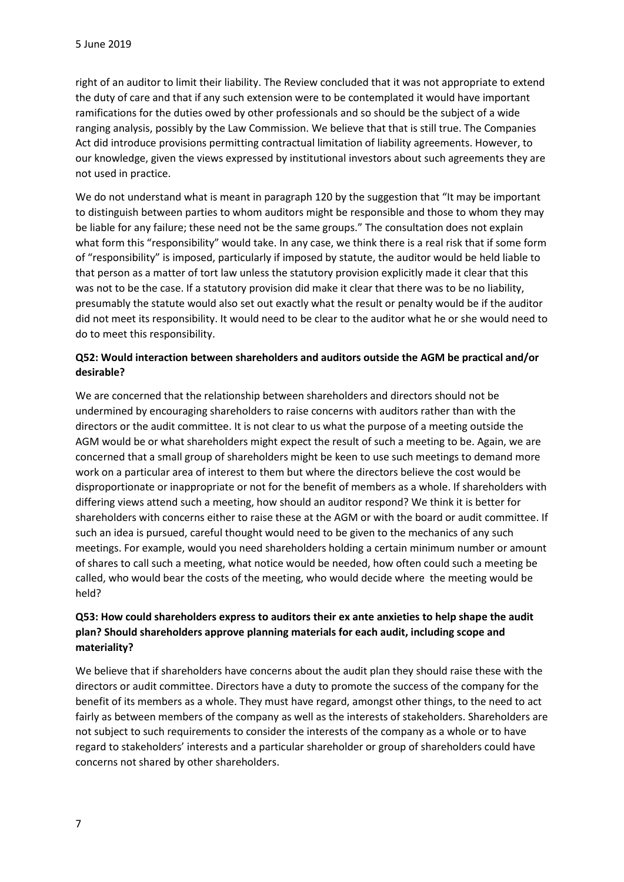right of an auditor to limit their liability. The Review concluded that it was not appropriate to extend the duty of care and that if any such extension were to be contemplated it would have important ramifications for the duties owed by other professionals and so should be the subject of a wide ranging analysis, possibly by the Law Commission. We believe that that is still true. The Companies Act did introduce provisions permitting contractual limitation of liability agreements. However, to our knowledge, given the views expressed by institutional investors about such agreements they are not used in practice.

We do not understand what is meant in paragraph 120 by the suggestion that "It may be important to distinguish between parties to whom auditors might be responsible and those to whom they may be liable for any failure; these need not be the same groups." The consultation does not explain what form this "responsibility" would take. In any case, we think there is a real risk that if some form of "responsibility" is imposed, particularly if imposed by statute, the auditor would be held liable to that person as a matter of tort law unless the statutory provision explicitly made it clear that this was not to be the case. If a statutory provision did make it clear that there was to be no liability, presumably the statute would also set out exactly what the result or penalty would be if the auditor did not meet its responsibility. It would need to be clear to the auditor what he or she would need to do to meet this responsibility.

**Q52: Would interaction between shareholders and auditors outside the AGM be practical and/or desirable?**

We are concerned that the relationship between shareholders and directors should not be undermined by encouraging shareholders to raise concerns with auditors rather than with the directors or the audit committee. It is not clear to us what the purpose of a meeting outside the AGM would be or what shareholders might expect the result of such a meeting to be. Again, we are concerned that a small group of shareholders might be keen to use such meetings to demand more work on a particular area of interest to them but where the directors believe the cost would be disproportionate or inappropriate or not for the benefit of members as a whole. If shareholders with differing views attend such a meeting, how should an auditor respond? We think it is better for shareholders with concerns either to raise these at the AGM or with the board or audit committee. If such an idea is pursued, careful thought would need to be given to the mechanics of any such meetings. For example, would you need shareholders holding a certain minimum number or amount of shares to call such a meeting, what notice would be needed, how often could such a meeting be called, who would bear the costs of the meeting, who would decide where the meeting would be held?

**Q53: How could shareholders express to auditors their ex ante anxieties to help shape the audit plan? Should shareholders approve planning materials for each audit, including scope and materiality?**

We believe that if shareholders have concerns about the audit plan they should raise these with the directors or audit committee. Directors have a duty to promote the success of the company for the benefit of its members as a whole. They must have regard, amongst other things, to the need to act fairly as between members of the company as well as the interests of stakeholders. Shareholders are not subject to such requirements to consider the interests of the company as a whole or to have regard to stakeholders' interests and a particular shareholder or group of shareholders could have concerns not shared by other shareholders.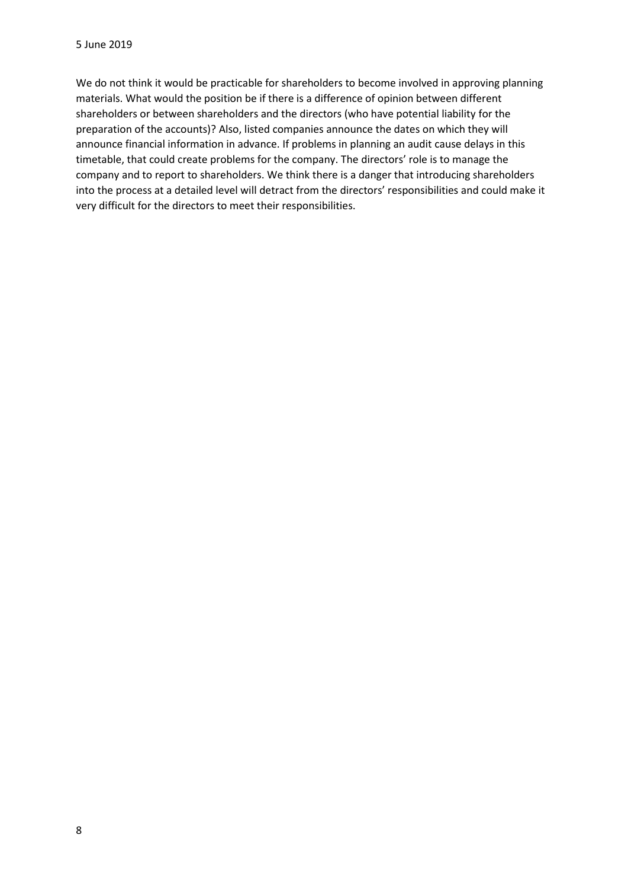We do not think it would be practicable for shareholders to become involved in approving planning materials. What would the position be if there is a difference of opinion between different shareholders or between shareholders and the directors (who have potential liability for the preparation of the accounts)? Also, listed companies announce the dates on which they will announce financial information in advance. If problems in planning an audit cause delays in this timetable, that could create problems for the company. The directors' role is to manage the company and to report to shareholders. We think there is a danger that introducing shareholders into the process at a detailed level will detract from the directors' responsibilities and could make it very difficult for the directors to meet their responsibilities.